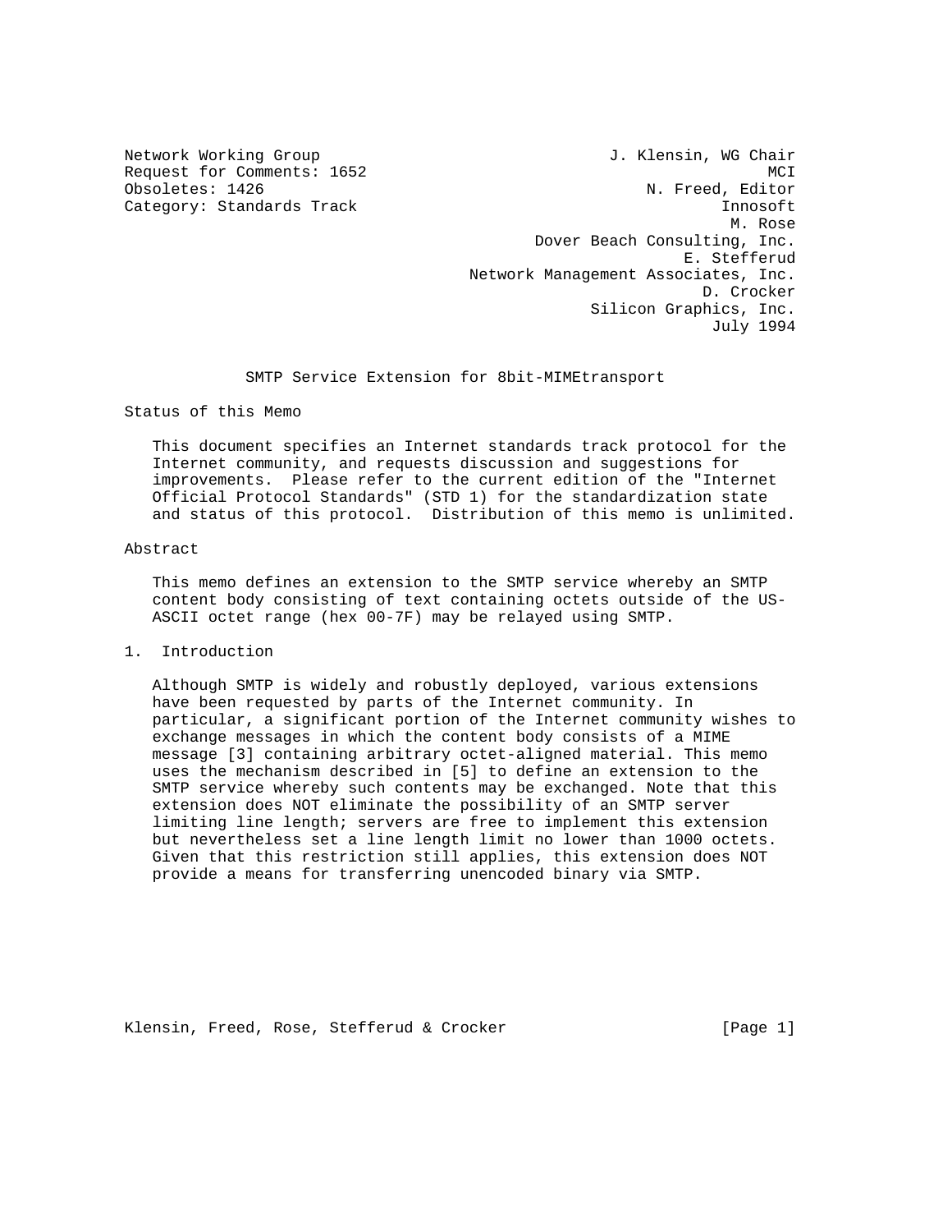Network Working Group J. Klensin, WG Chair
Request for Comments: 1652 MCI
Obsoletes: 1426 N. Freed, Editor
Category: Standards Track Innosoft
M. Rose
Dover Beach Consulting, Inc.
E. Stefferud
Network Management Associates, Inc.
D. Crocker
Silicon Graphics, Inc.
July 1994

# SMTP Service Extension for 8bit-MIMEtransport

## Status of this Memo

This document specifies an Internet standards track protocol for the Internet community, and requests discussion and suggestions for improvements. Please refer to the current edition of the "Internet Official Protocol Standards" (STD 1) for the standardization state and status of this protocol. Distribution of this memo is unlimited.

## Abstract

This memo defines an extension to the SMTP service whereby an SMTP content body consisting of text containing octets outside of the US-ASCII octet range (hex 00-7F) may be relayed using SMTP.

## 1. Introduction

Although SMTP is widely and robustly deployed, various extensions have been requested by parts of the Internet community. In particular, a significant portion of the Internet community wishes to exchange messages in which the content body consists of a MIME message [3] containing arbitrary octet-aligned material. This memo uses the mechanism described in [5] to define an extension to the SMTP service whereby such contents may be exchanged. Note that this extension does NOT eliminate the possibility of an SMTP server limiting line length; servers are free to implement this extension but nevertheless set a line length limit no lower than 1000 octets. Given that this restriction still applies, this extension does NOT provide a means for transferring unencoded binary via SMTP.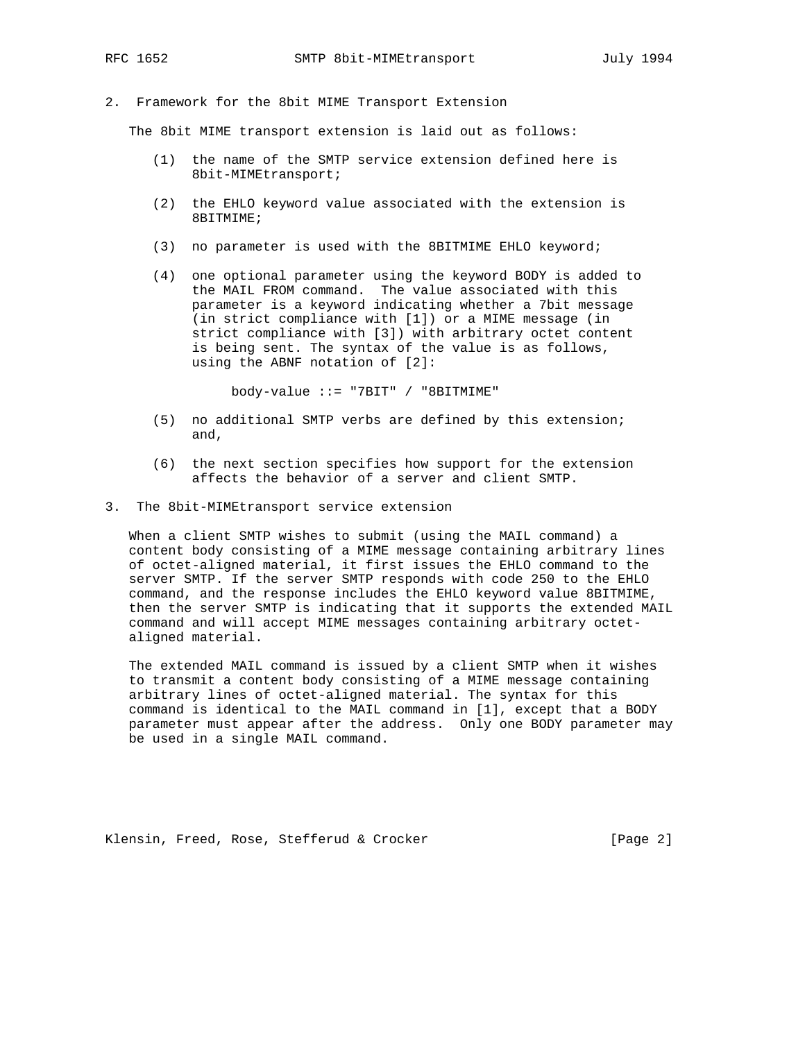## 2. Framework for the 8bit MIME Transport Extension

The 8bit MIME transport extension is laid out as follows:

(1) the name of the SMTP service extension defined here is 8bit-MIMEtransport;

(2) the EHLO keyword value associated with the extension is 8BITMIME;

(3) no parameter is used with the 8BITMIME EHLO keyword;

(4) one optional parameter using the keyword BODY is added to the MAIL FROM command. The value associated with this parameter is a keyword indicating whether a 7bit message (in strict compliance with [1]) or a MIME message (in strict compliance with [3]) with arbitrary octet content is being sent. The syntax of the value is as follows, using the ABNF notation of [2]:

```
body-value ::= "7BIT" / "8BITMIME"
```

(5) no additional SMTP verbs are defined by this extension; and,

(6) the next section specifies how support for the extension affects the behavior of a server and client SMTP.

## 3. The 8bit-MIMEtransport service extension

When a client SMTP wishes to submit (using the MAIL command) a content body consisting of a MIME message containing arbitrary lines of octet-aligned material, it first issues the EHLO command to the server SMTP. If the server SMTP responds with code 250 to the EHLO command, and the response includes the EHLO keyword value 8BITMIME, then the server SMTP is indicating that it supports the extended MAIL command and will accept MIME messages containing arbitrary octet-aligned material.

The extended MAIL command is issued by a client SMTP when it wishes to transmit a content body consisting of a MIME message containing arbitrary lines of octet-aligned material. The syntax for this command is identical to the MAIL command in [1], except that a BODY parameter must appear after the address. Only one BODY parameter may be used in a single MAIL command.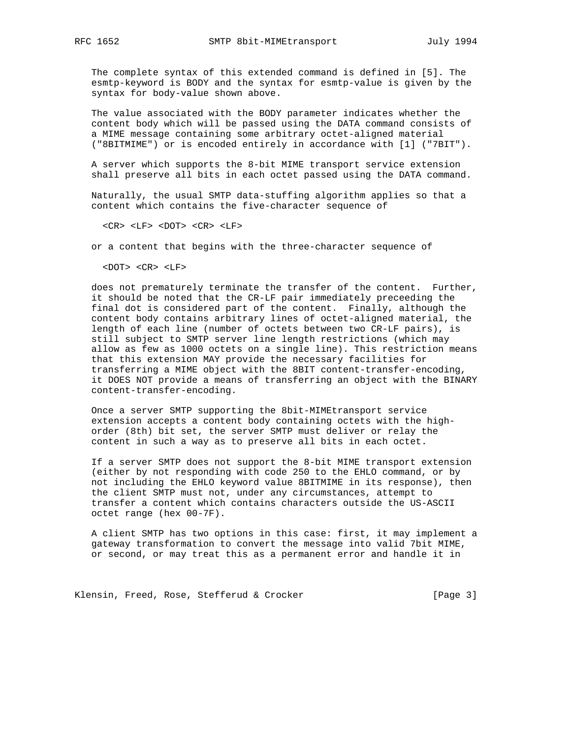The complete syntax of this extended command is defined in [5]. The esmtp-keyword is BODY and the syntax for esmtp-value is given by the syntax for body-value shown above.

The value associated with the BODY parameter indicates whether the content body which will be passed using the DATA command consists of a MIME message containing some arbitrary octet-aligned material ("8BITMIME") or is encoded entirely in accordance with [1] ("7BIT").

A server which supports the 8-bit MIME transport service extension shall preserve all bits in each octet passed using the DATA command.

Naturally, the usual SMTP data-stuffing algorithm applies so that a content which contains the five-character sequence of

```
<CR> <LF> <DOT> <CR> <LF>
```

or a content that begins with the three-character sequence of

```
<DOT> <CR> <LF>
```

does not prematurely terminate the transfer of the content. Further, it should be noted that the CR-LF pair immediately preceeding the final dot is considered part of the content. Finally, although the content body contains arbitrary lines of octet-aligned material, the length of each line (number of octets between two CR-LF pairs), is still subject to SMTP server line length restrictions (which may allow as few as 1000 octets on a single line). This restriction means that this extension MAY provide the necessary facilities for transferring a MIME object with the 8BIT content-transfer-encoding, it DOES NOT provide a means of transferring an object with the BINARY content-transfer-encoding.

Once a server SMTP supporting the 8bit-MIMEtransport service extension accepts a content body containing octets with the high-order (8th) bit set, the server SMTP must deliver or relay the content in such a way as to preserve all bits in each octet.

If a server SMTP does not support the 8-bit MIME transport extension (either by not responding with code 250 to the EHLO command, or by not including the EHLO keyword value 8BITMIME in its response), then the client SMTP must not, under any circumstances, attempt to transfer a content which contains characters outside the US-ASCII octet range (hex 00-7F).

A client SMTP has two options in this case: first, it may implement a gateway transformation to convert the message into valid 7bit MIME, or second, or may treat this as a permanent error and handle it in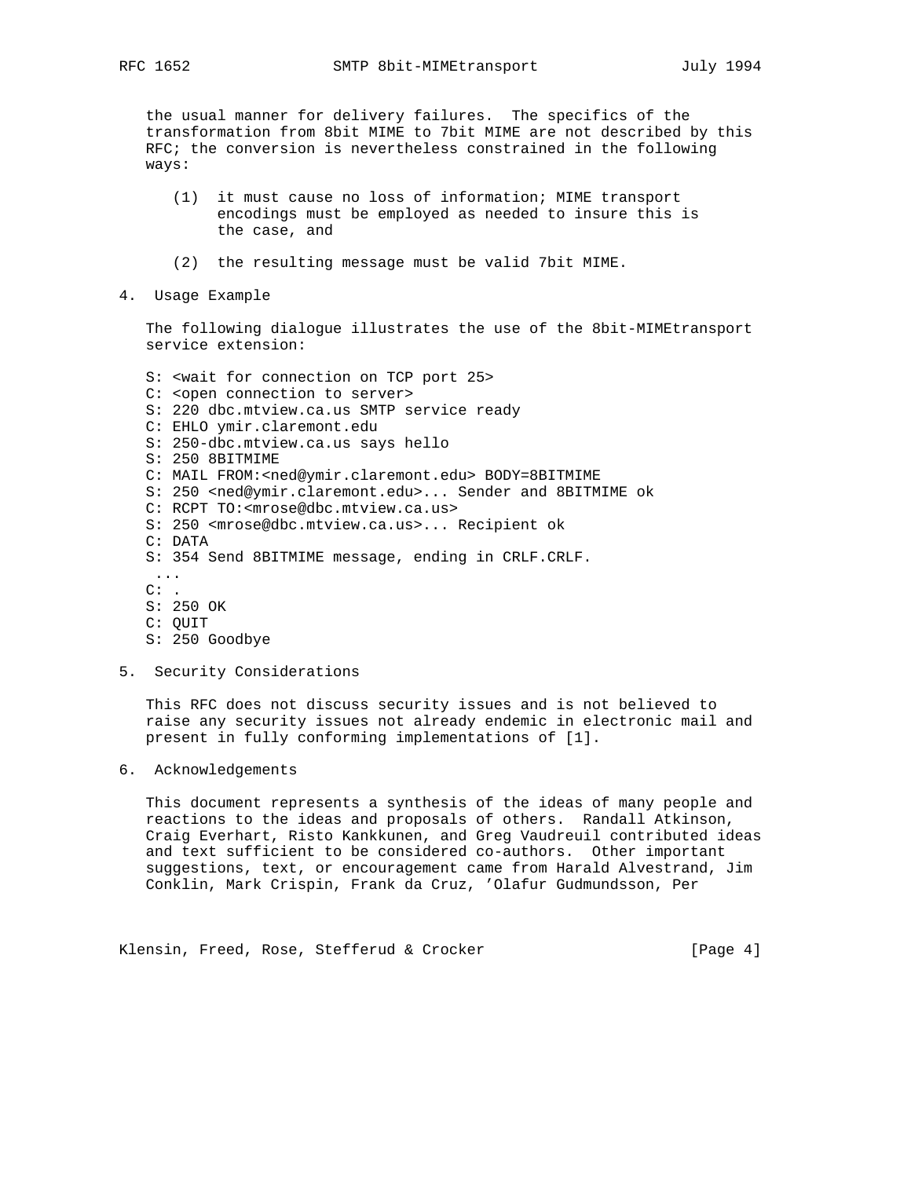the usual manner for delivery failures. The specifics of the transformation from 8bit MIME to 7bit MIME are not described by this RFC; the conversion is nevertheless constrained in the following ways:

(1) it must cause no loss of information; MIME transport encodings must be employed as needed to insure this is the case, and

(2) the resulting message must be valid 7bit MIME.

## 4. Usage Example

The following dialogue illustrates the use of the 8bit-MIMEtransport service extension:

```
S: <wait for connection on TCP port 25>
C: <open connection to server>
S: 220 dbc.mtview.ca.us SMTP service ready
C: EHLO ymir.claremont.edu
S: 250-dbc.mtview.ca.us says hello
S: 250 8BITMIME
C: MAIL FROM:<ned@ymir.claremont.edu> BODY=8BITMIME
S: 250 <ned@ymir.claremont.edu>... Sender and 8BITMIME ok
C: RCPT TO:<mrose@dbc.mtview.ca.us>
S: 250 <mrose@dbc.mtview.ca.us>... Recipient ok
C: DATA
S: 354 Send 8BITMIME message, ending in CRLF.CRLF.
 ...
C: .
S: 250 OK
C: QUIT
S: 250 Goodbye
```

## 5. Security Considerations

This RFC does not discuss security issues and is not believed to raise any security issues not already endemic in electronic mail and present in fully conforming implementations of [1].

## 6. Acknowledgements

This document represents a synthesis of the ideas of many people and reactions to the ideas and proposals of others. Randall Atkinson, Craig Everhart, Risto Kankkunen, and Greg Vaudreuil contributed ideas and text sufficient to be considered co-authors. Other important suggestions, text, or encouragement came from Harald Alvestrand, Jim Conklin, Mark Crispin, Frank da Cruz, 'Olafur Gudmundsson, Per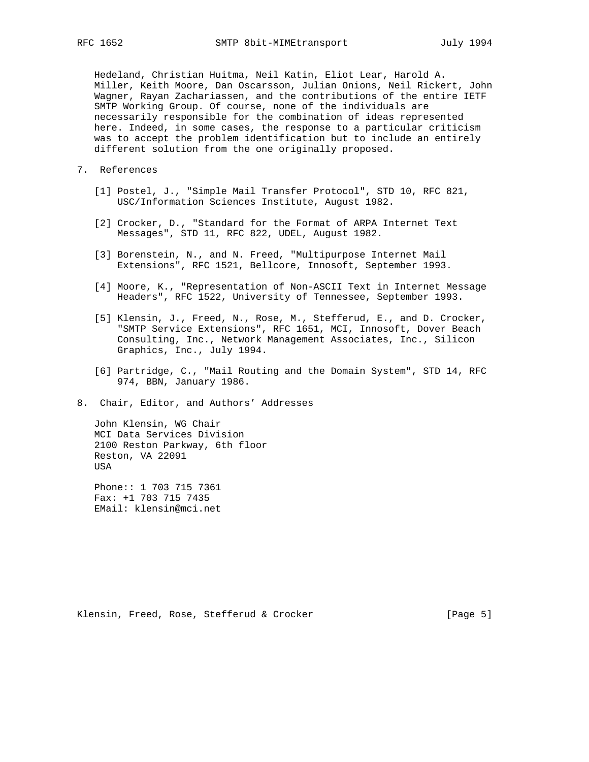Hedeland, Christian Huitma, Neil Katin, Eliot Lear, Harold A. Miller, Keith Moore, Dan Oscarsson, Julian Onions, Neil Rickert, John Wagner, Rayan Zachariassen, and the contributions of the entire IETF SMTP Working Group. Of course, none of the individuals are necessarily responsible for the combination of ideas represented here. Indeed, in some cases, the response to a particular criticism was to accept the problem identification but to include an entirely different solution from the one originally proposed.

## 7. References

[1] Postel, J., "Simple Mail Transfer Protocol", STD 10, RFC 821, USC/Information Sciences Institute, August 1982.

[2] Crocker, D., "Standard for the Format of ARPA Internet Text Messages", STD 11, RFC 822, UDEL, August 1982.

[3] Borenstein, N., and N. Freed, "Multipurpose Internet Mail Extensions", RFC 1521, Bellcore, Innosoft, September 1993.

[4] Moore, K., "Representation of Non-ASCII Text in Internet Message Headers", RFC 1522, University of Tennessee, September 1993.

[5] Klensin, J., Freed, N., Rose, M., Stefferud, E., and D. Crocker, "SMTP Service Extensions", RFC 1651, MCI, Innosoft, Dover Beach Consulting, Inc., Network Management Associates, Inc., Silicon Graphics, Inc., July 1994.

[6] Partridge, C., "Mail Routing and the Domain System", STD 14, RFC 974, BBN, January 1986.

## 8. Chair, Editor, and Authors' Addresses

John Klensin, WG Chair
MCI Data Services Division
2100 Reston Parkway, 6th floor
Reston, VA 22091
USA

Phone:: 1 703 715 7361
Fax: +1 703 715 7435
EMail: klensin@mci.net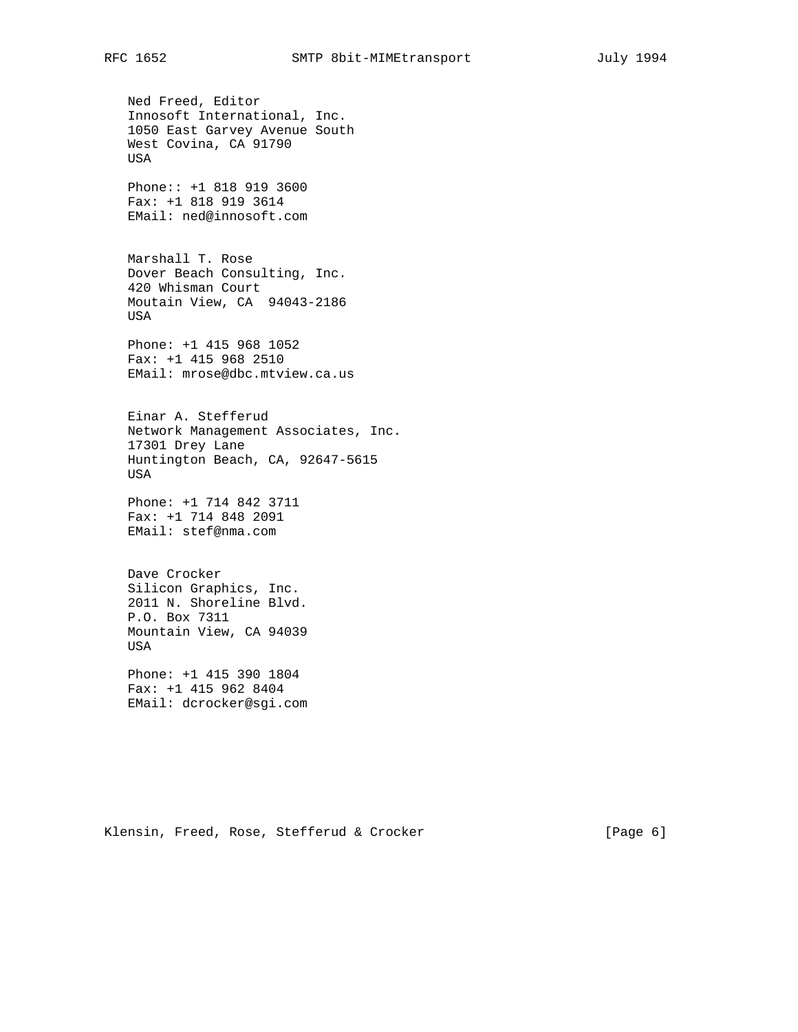Ned Freed, Editor
Innosoft International, Inc.
1050 East Garvey Avenue South
West Covina, CA 91790
USA

Phone:: +1 818 919 3600
Fax: +1 818 919 3614
EMail: ned@innosoft.com

Marshall T. Rose
Dover Beach Consulting, Inc.
420 Whisman Court
Moutain View, CA  94043-2186
USA

Phone: +1 415 968 1052
Fax: +1 415 968 2510
EMail: mrose@dbc.mtview.ca.us

Einar A. Stefferud
Network Management Associates, Inc.
17301 Drey Lane
Huntington Beach, CA, 92647-5615
USA

Phone: +1 714 842 3711
Fax: +1 714 848 2091
EMail: stef@nma.com

Dave Crocker
Silicon Graphics, Inc.
2011 N. Shoreline Blvd.
P.O. Box 7311
Mountain View, CA 94039
USA

Phone: +1 415 390 1804
Fax: +1 415 962 8404
EMail: dcrocker@sgi.com